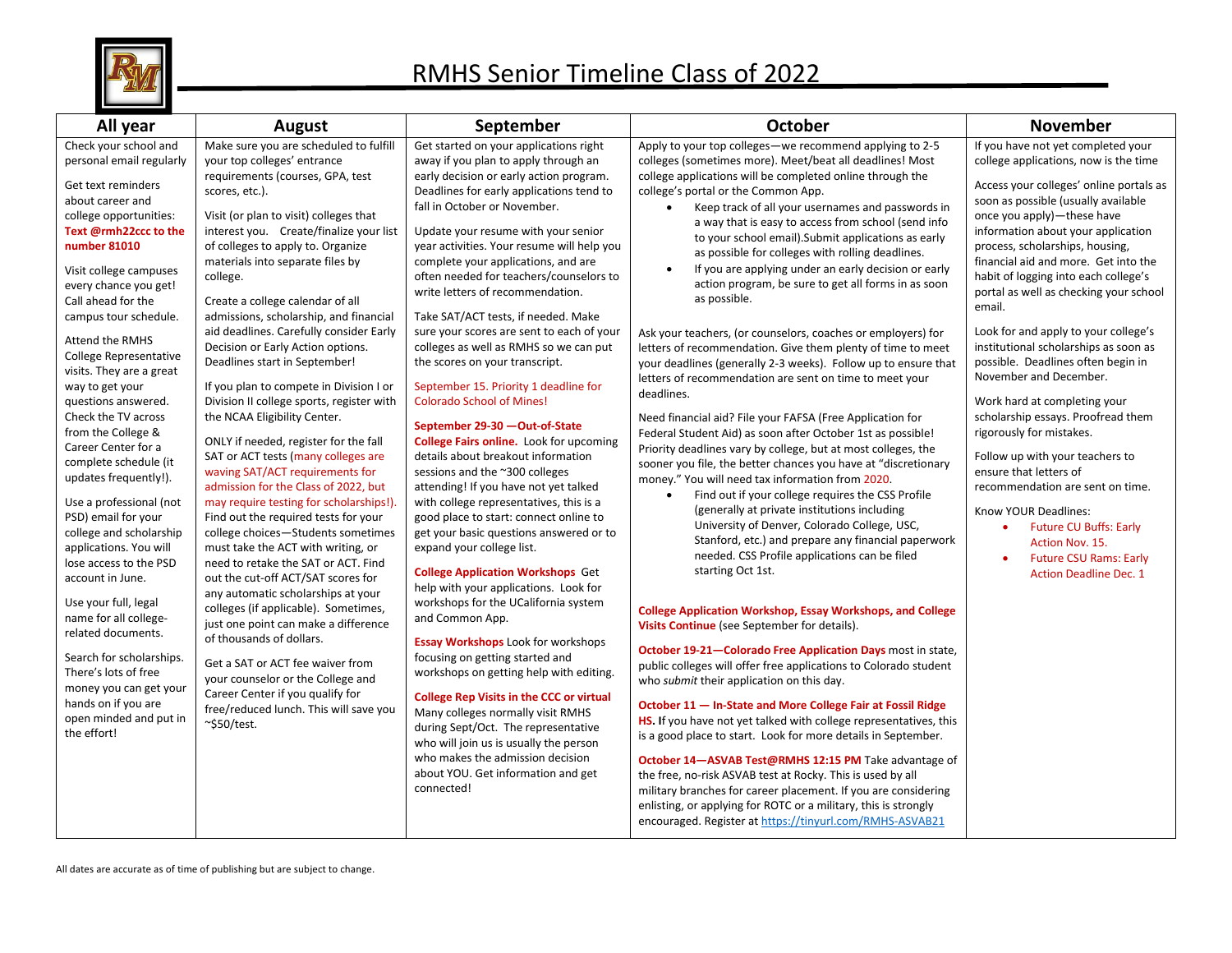# RMHS Senior Timeline Class of 2022

## All year

Check your school and personal email regularly

Get text reminders about career and college opportunities: **Text @rmh22ccc to the number 81010**

Visit college campuses every chance you get! Call ahead for the campus tour schedule.

Attend the RMHS College Representative visits. They are a great way to get your questions answered. Check the TV across from the College & Career Center for a complete schedule (it updates frequently!).

Use a professional (not PSD) email for your college and scholarship applications. You will lose access to the PSD account in June.

Use your full, legal name for all college-related documents.

Search for scholarships. There's lots of free money you can get your hands on if you are open minded and put in the effort!

## August

Make sure you are scheduled to fulfill your top colleges' entrance requirements (courses, GPA, test scores, etc.).

Visit (or plan to visit) colleges that interest you. Create/finalize your list of colleges to apply to. Organize materials into separate files by college.

Create a college calendar of all admissions, scholarship, and financial aid deadlines. Carefully consider Early Decision or Early Action options. Deadlines start in September!

If you plan to compete in Division I or Division II college sports, register with the NCAA Eligibility Center.

ONLY if needed, register for the fall SAT or ACT tests (many colleges are waving SAT/ACT requirements for admission for the Class of 2022, but may require testing for scholarships!). Find out the required tests for your college choices—Students sometimes must take the ACT with writing, or need to retake the SAT or ACT. Find out the cut-off ACT/SAT scores for any automatic scholarships at your colleges (if applicable). Sometimes, just one point can make a difference of thousands of dollars.

Get a SAT or ACT fee waiver from your counselor or the College and Career Center if you qualify for free/reduced lunch. This will save you ~$50/test.

## September

Get started on your applications right away if you plan to apply through an early decision or early action program. Deadlines for early applications tend to fall in October or November.

Update your resume with your senior year activities. Your resume will help you complete your applications, and are often needed for teachers/counselors to write letters of recommendation.

Take SAT/ACT tests, if needed. Make sure your scores are sent to each of your colleges as well as RMHS so we can put the scores on your transcript.

September 15. Priority 1 deadline for Colorado School of Mines!

**September 29-30 —Out-of-State College Fairs online.** Look for upcoming details about breakout information sessions and the ~300 colleges attending! If you have not yet talked with college representatives, this is a good place to start: connect online to get your basic questions answered or to expand your college list.

**College Application Workshops** Get help with your applications. Look for workshops for the UCalifornia system and Common App.

**Essay Workshops** Look for workshops focusing on getting started and workshops on getting help with editing.

**College Rep Visits in the CCC or virtual** Many colleges normally visit RMHS during Sept/Oct. The representative who will join us is usually the person who makes the admission decision about YOU. Get information and get connected!

## October

Apply to your top colleges—we recommend applying to 2-5 colleges (sometimes more). Meet/beat all deadlines! Most college applications will be completed online through the college's portal or the Common App.

- Keep track of all your usernames and passwords in a way that is easy to access from school (send info to your school email).Submit applications as early as possible for colleges with rolling deadlines.
- If you are applying under an early decision or early action program, be sure to get all forms in as soon as possible.

Ask your teachers, (or counselors, coaches or employers) for letters of recommendation. Give them plenty of time to meet your deadlines (generally 2-3 weeks). Follow up to ensure that letters of recommendation are sent on time to meet your deadlines.

Need financial aid? File your FAFSA (Free Application for Federal Student Aid) as soon after October 1st as possible! Priority deadlines vary by college, but at most colleges, the sooner you file, the better chances you have at "discretionary money." You will need tax information from 2020.

- Find out if your college requires the CSS Profile (generally at private institutions including University of Denver, Colorado College, USC, Stanford, etc.) and prepare any financial paperwork needed. CSS Profile applications can be filed starting Oct 1st.

**College Application Workshop, Essay Workshops, and College Visits Continue** (see September for details).

**October 19-21—Colorado Free Application Days** most in state, public colleges will offer free applications to Colorado student who *submit* their application on this day.

**October 11 — In-State and More College Fair at Fossil Ridge HS. I**f you have not yet talked with college representatives, this is a good place to start. Look for more details in September.

**October 14—ASVAB Test@RMHS 12:15 PM** Take advantage of the free, no-risk ASVAB test at Rocky. This is used by all military branches for career placement. If you are considering enlisting, or applying for ROTC or a military, this is strongly encouraged. Register at https://tinyurl.com/RMHS-ASVAB21

## November

If you have not yet completed your college applications, now is the time

Access your colleges' online portals as soon as possible (usually available once you apply)—these have information about your application process, scholarships, housing, financial aid and more. Get into the habit of logging into each college's portal as well as checking your school email.

Look for and apply to your college's institutional scholarships as soon as possible. Deadlines often begin in November and December.

Work hard at completing your scholarship essays. Proofread them rigorously for mistakes.

Follow up with your teachers to ensure that letters of recommendation are sent on time.

Know YOUR Deadlines:

- Future CU Buffs: Early Action Nov. 15.
- Future CSU Rams: Early Action Deadline Dec. 1

All dates are accurate as of time of publishing but are subject to change.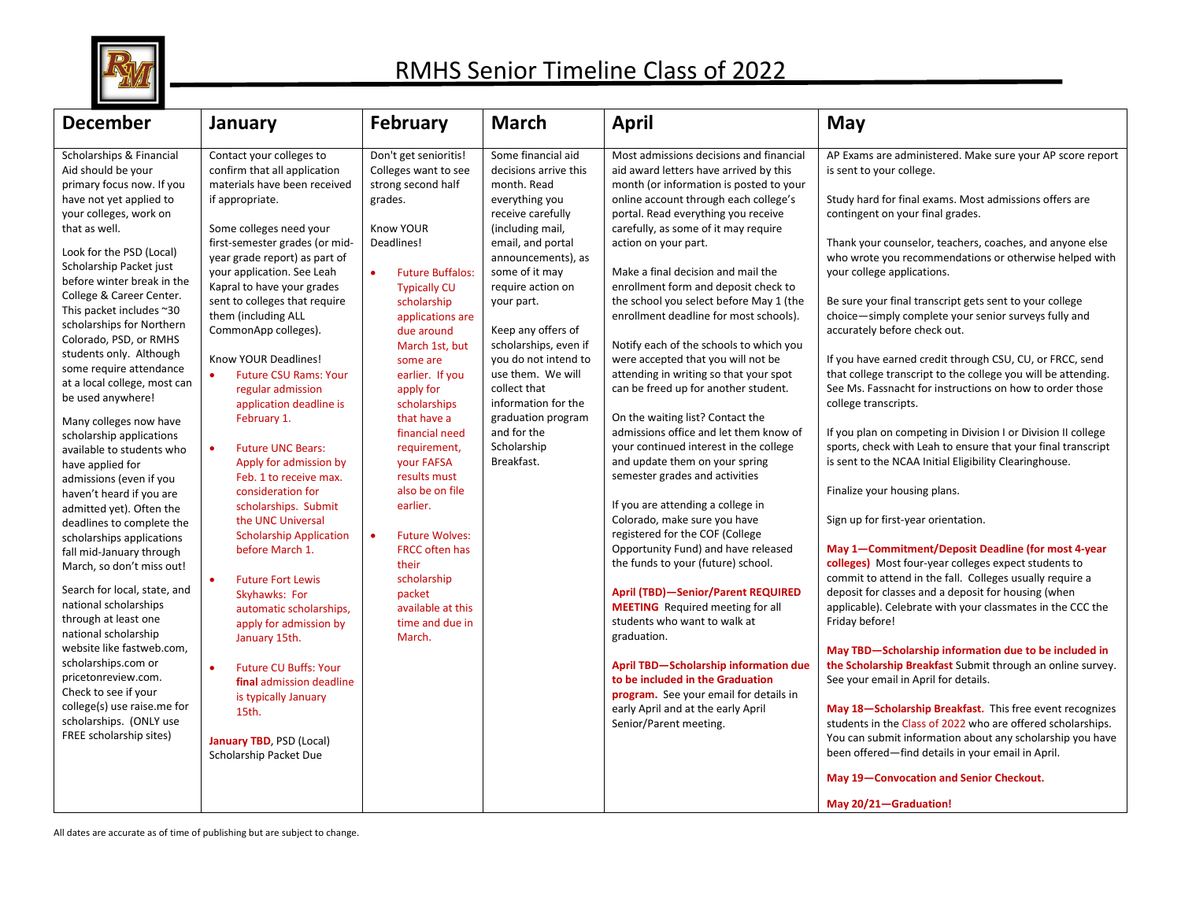# RMHS Senior Timeline Class of 2022

## December

Scholarships & Financial Aid should be your primary focus now. If you have not yet applied to your colleges, work on that as well.

Look for the PSD (Local) Scholarship Packet just before winter break in the College & Career Center. This packet includes ~30 scholarships for Northern Colorado, PSD, or RMHS students only. Although some require attendance at a local college, most can be used anywhere!

Many colleges now have scholarship applications available to students who have applied for admissions (even if you haven't heard if you are admitted yet). Often the deadlines to complete the scholarships applications fall mid-January through March, so don't miss out!

Search for local, state, and national scholarships through at least one national scholarship website like fastweb.com, scholarships.com or pricetonreview.com. Check to see if your college(s) use raise.me for scholarships. (ONLY use FREE scholarship sites)

## January

Contact your colleges to confirm that all application materials have been received if appropriate.

Some colleges need your first-semester grades (or mid-year grade report) as part of your application. See Leah Kapral to have your grades sent to colleges that require them (including ALL CommonApp colleges).

Know YOUR Deadlines!

- Future CSU Rams: Your regular admission application deadline is February 1.
- Future UNC Bears: Apply for admission by Feb. 1 to receive max. consideration for scholarships. Submit the UNC Universal Scholarship Application before March 1.
- Future Fort Lewis Skyhawks: For automatic scholarships, apply for admission by January 15th.
- Future CU Buffs: Your **final** admission deadline is typically January 15th.

**January TBD**, PSD (Local) Scholarship Packet Due

## February

Don't get senioritis! Colleges want to see strong second half grades.

Know YOUR Deadlines!

- Future Buffalos: Typically CU scholarship applications are due around March 1st, but some are earlier. If you apply for scholarships that have a financial need requirement, your FAFSA results must also be on file earlier.
- Future Wolves: FRCC often has their scholarship packet available at this time and due in March.

## March

Some financial aid decisions arrive this month. Read everything you receive carefully (including mail, email, and portal announcements), as some of it may require action on your part.

Keep any offers of scholarships, even if you do not intend to use them. We will collect that information for the graduation program and for the Scholarship Breakfast.

## April

Most admissions decisions and financial aid award letters have arrived by this month (or information is posted to your online account through each college's portal. Read everything you receive carefully, as some of it may require action on your part.

Make a final decision and mail the enrollment form and deposit check to the school you select before May 1 (the enrollment deadline for most schools).

Notify each of the schools to which you were accepted that you will not be attending in writing so that your spot can be freed up for another student.

On the waiting list? Contact the admissions office and let them know of your continued interest in the college and update them on your spring semester grades and activities

If you are attending a college in Colorado, make sure you have registered for the COF (College Opportunity Fund) and have released the funds to your (future) school.

**April (TBD)—Senior/Parent REQUIRED MEETING** Required meeting for all students who want to walk at graduation.

**April TBD—Scholarship information due to be included in the Graduation program.** See your email for details in early April and at the early April Senior/Parent meeting.

## May

AP Exams are administered. Make sure your AP score report is sent to your college.

Study hard for final exams. Most admissions offers are contingent on your final grades.

Thank your counselor, teachers, coaches, and anyone else who wrote you recommendations or otherwise helped with your college applications.

Be sure your final transcript gets sent to your college choice—simply complete your senior surveys fully and accurately before check out.

If you have earned credit through CSU, CU, or FRCC, send that college transcript to the college you will be attending. See Ms. Fassnacht for instructions on how to order those college transcripts.

If you plan on competing in Division I or Division II college sports, check with Leah to ensure that your final transcript is sent to the NCAA Initial Eligibility Clearinghouse.

Finalize your housing plans.

Sign up for first-year orientation.

**May 1—Commitment/Deposit Deadline (for most 4-year colleges)** Most four-year colleges expect students to commit to attend in the fall. Colleges usually require a deposit for classes and a deposit for housing (when applicable). Celebrate with your classmates in the CCC the Friday before!

**May TBD—Scholarship information due to be included in the Scholarship Breakfast** Submit through an online survey. See your email in April for details.

**May 18—Scholarship Breakfast.** This free event recognizes students in the Class of 2022 who are offered scholarships. You can submit information about any scholarship you have been offered—find details in your email in April.

**May 19—Convocation and Senior Checkout.**

**May 20/21—Graduation!**

All dates are accurate as of time of publishing but are subject to change.